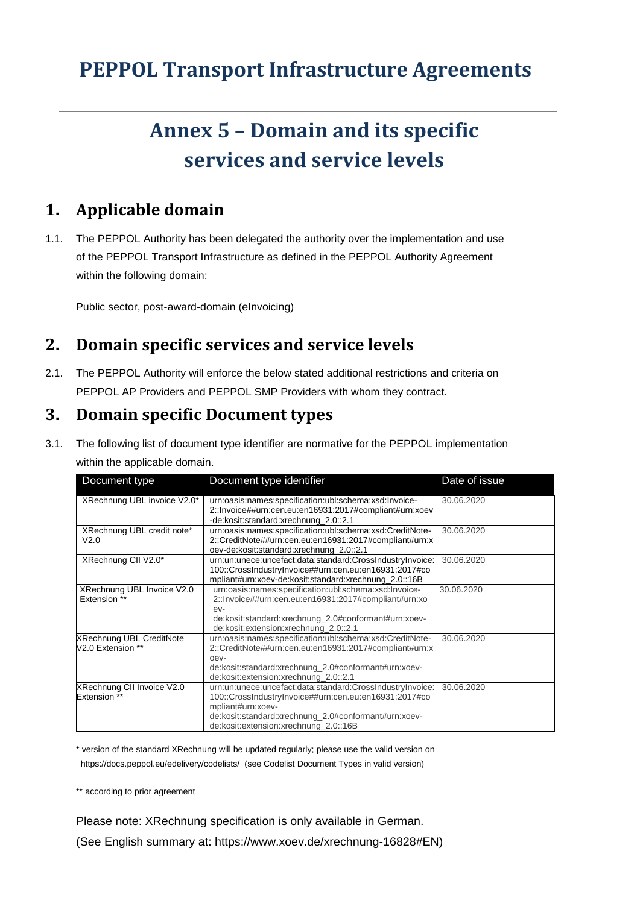# PEPPOL Transport Infrastructure Agreements

# Annex 5 – Domain and its specific services and service levels

## 1. Applicable domain

1.1. The PEPPOL Authority has been delegated the authority over the implementation and use of the PEPPOL Transport Infrastructure as defined in the PEPPOL Authority Agreement within the following domain:

Public sector, post-award-domain (eInvoicing)

## 2. Domain specific services and service levels

2.1. The PEPPOL Authority will enforce the below stated additional restrictions and criteria on PEPPOL AP Providers and PEPPOL SMP Providers with whom they contract.

## 3. Domain specific Document types

3.1. The following list of document type identifier are normative for the PEPPOL implementation within the applicable domain.

| Document type | Document type identifier | Date of issue |
|---|---|---|
| XRechnung UBL invoice V2.0* | urn:oasis:names:specification:ubl:schema:xsd:Invoice-2::Invoice##urn:cen.eu:en16931:2017#compliant#urn:xoev-de:kosit:standard:xrechnung_2.0::2.1 | 30.06.2020 |
| XRechnung UBL credit note* V2.0 | urn:oasis:names:specification:ubl:schema:xsd:CreditNote-2::CreditNote##urn:cen.eu:en16931:2017#compliant#urn:xoev-de:kosit:standard:xrechnung_2.0::2.1 | 30.06.2020 |
| XRechnung CII V2.0* | urn:un:unece:uncefact:data:standard:CrossIndustryInvoice:100::CrossIndustryInvoice##urn:cen.eu:en16931:2017#compliant#urn:xoev-de:kosit:standard:xrechnung_2.0::16B | 30.06.2020 |
| XRechnung UBL Invoice V2.0 Extension ** | urn:oasis:names:specification:ubl:schema:xsd:Invoice-2::Invoice##urn:cen.eu:en16931:2017#compliant#urn:xoev-de:kosit:standard:xrechnung_2.0#conformant#urn:xoev-de:kosit:extension:xrechnung_2.0::2.1 | 30.06.2020 |
| XRechnung UBL CreditNote V2.0 Extension ** | urn:oasis:names:specification:ubl:schema:xsd:CreditNote-2::CreditNote##urn:cen.eu:en16931:2017#compliant#urn:xoev-de:kosit:standard:xrechnung_2.0#conformant#urn:xoev-de:kosit:extension:xrechnung_2.0::2.1 | 30.06.2020 |
| XRechnung CII Invoice V2.0 Extension ** | urn:un:unece:uncefact:data:standard:CrossIndustryInvoice:100::CrossIndustryInvoice##urn:cen.eu:en16931:2017#compliant#urn:xoev-de:kosit:standard:xrechnung_2.0#conformant#urn:xoev-de:kosit:extension:xrechnung_2.0::16B | 30.06.2020 |

* version of the standard XRechnung will be updated regularly; please use the valid version on https://docs.peppol.eu/edelivery/codelists/ (see Codelist Document Types in valid version)

** according to prior agreement

Please note: XRechnung specification is only available in German.
(See English summary at: https://www.xoev.de/xrechnung-16828#EN)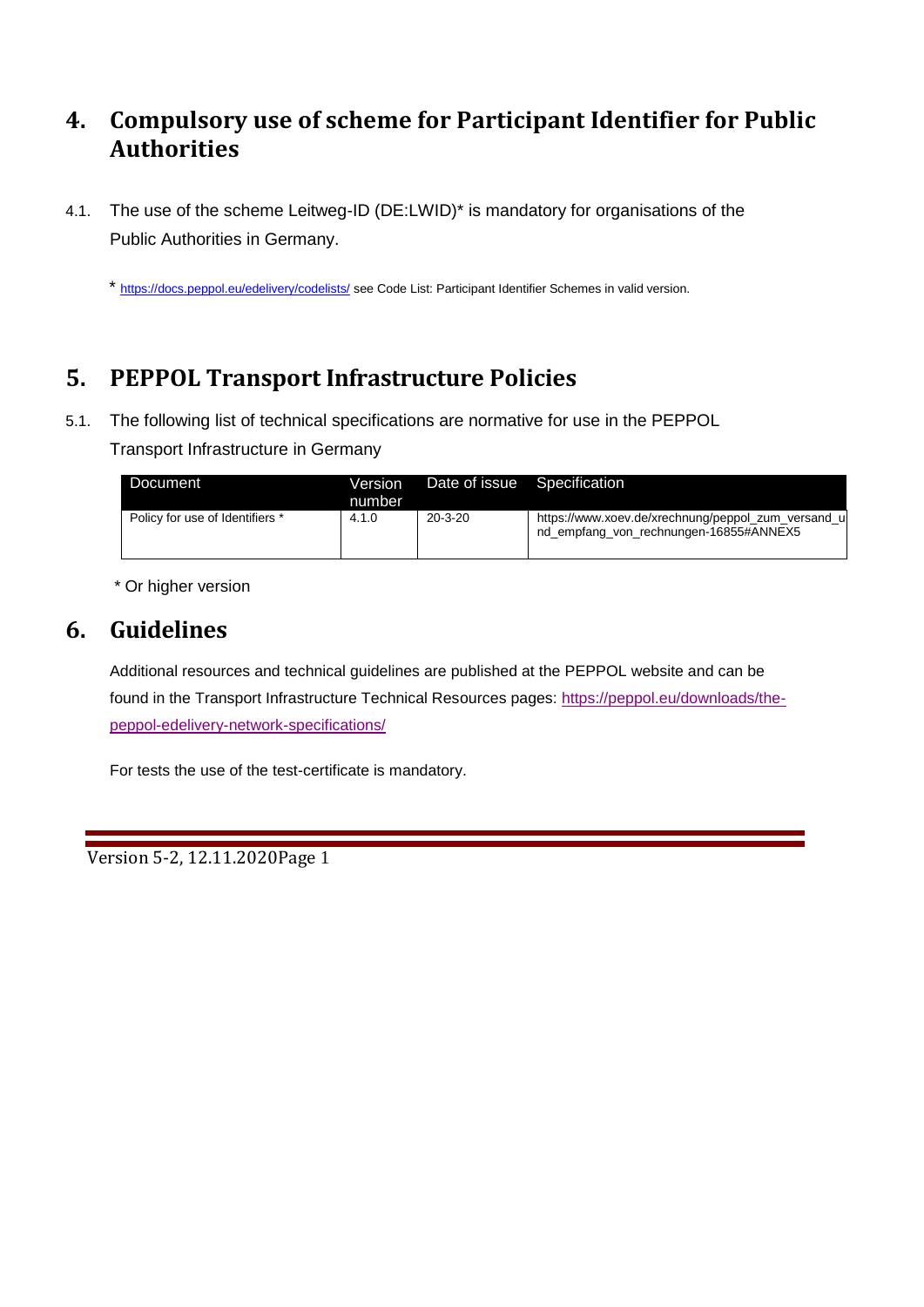## 4. Compulsory use of scheme for Participant Identifier for Public Authorities

4.1. The use of the scheme Leitweg-ID (DE:LWID)* is mandatory for organisations of the Public Authorities in Germany.

* https://docs.peppol.eu/edelivery/codelists/ see Code List: Participant Identifier Schemes in valid version.

## 5. PEPPOL Transport Infrastructure Policies

5.1. The following list of technical specifications are normative for use in the PEPPOL Transport Infrastructure in Germany

| Document | Version number | Date of issue | Specification |
|---|---|---|---|
| Policy for use of Identifiers * | 4.1.0 | 20-3-20 | https://www.xoev.de/xrechnung/peppol_zum_versand_und_empfang_von_rechnungen-16855#ANNEX5 |

* Or higher version

## 6. Guidelines

Additional resources and technical guidelines are published at the PEPPOL website and can be found in the Transport Infrastructure Technical Resources pages: https://peppol.eu/downloads/the-peppol-edelivery-network-specifications/

For tests the use of the test-certificate is mandatory.